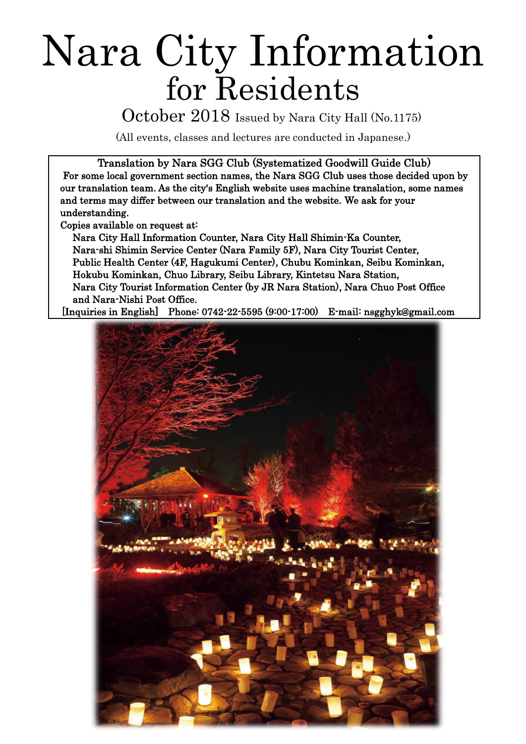# Nara City Information for Residents

October 2018 Issued by Nara City Hall (No.1175)

(All events, classes and lectures are conducted in Japanese.)

**Translation by Nara SGG Club (Systematized Goodwill Guide Club)**

For some local government section names, the Nara SGG Club uses those decided upon by our translation team. As the city's English website uses machine translation, some names and terms may differ between our translation and the website. We ask for your understanding.

Copies available on request at:

Nara City Hall Information Counter, Nara City Hall Shimin-Ka Counter, Nara-shi Shimin Service Center (Nara Family 5F), Nara City Tourist Center, Public Health Center (4F, Hagukumi Center), Chubu Kominkan, Seibu Kominkan, Hokubu Kominkan, Chuo Library, Seibu Library, Kintetsu Nara Station, Nara City Tourist Information Center (by JR Nara Station), Nara Chuo Post Office and Nara-Nishi Post Office.

[Inquiries in English] Phone: 0742-22-5595 (9:00-17:00) E-mail: nsgghyk@gmail.com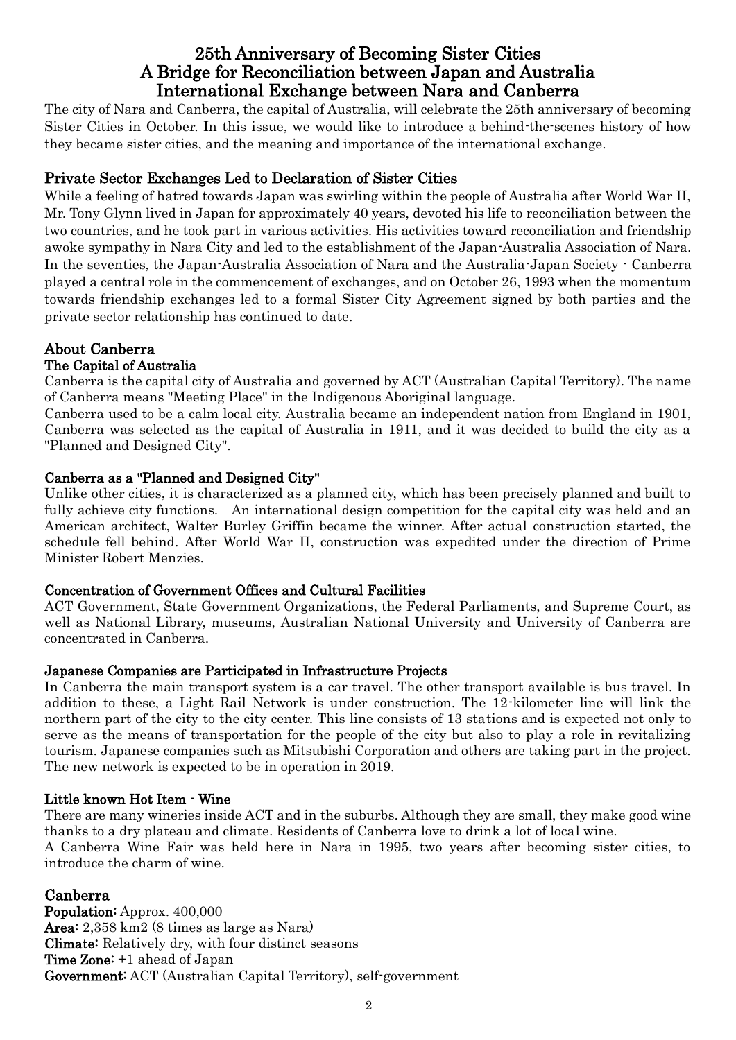# 25th Anniversary of Becoming Sister Cities
# A Bridge for Reconciliation between Japan and Australia
# International Exchange between Nara and Canberra

The city of Nara and Canberra, the capital of Australia, will celebrate the 25th anniversary of becoming Sister Cities in October. In this issue, we would like to introduce a behind-the-scenes history of how they became sister cities, and the meaning and importance of the international exchange.

## Private Sector Exchanges Led to Declaration of Sister Cities

While a feeling of hatred towards Japan was swirling within the people of Australia after World War II, Mr. Tony Glynn lived in Japan for approximately 40 years, devoted his life to reconciliation between the two countries, and he took part in various activities. His activities toward reconciliation and friendship awoke sympathy in Nara City and led to the establishment of the Japan-Australia Association of Nara. In the seventies, the Japan-Australia Association of Nara and the Australia-Japan Society - Canberra played a central role in the commencement of exchanges, and on October 26, 1993 when the momentum towards friendship exchanges led to a formal Sister City Agreement signed by both parties and the private sector relationship has continued to date.

## About Canberra

### The Capital of Australia

Canberra is the capital city of Australia and governed by ACT (Australian Capital Territory). The name of Canberra means "Meeting Place" in the Indigenous Aboriginal language.

Canberra used to be a calm local city. Australia became an independent nation from England in 1901, Canberra was selected as the capital of Australia in 1911, and it was decided to build the city as a "Planned and Designed City".

### Canberra as a "Planned and Designed City"

Unlike other cities, it is characterized as a planned city, which has been precisely planned and built to fully achieve city functions. An international design competition for the capital city was held and an American architect, Walter Burley Griffin became the winner. After actual construction started, the schedule fell behind. After World War II, construction was expedited under the direction of Prime Minister Robert Menzies.

### Concentration of Government Offices and Cultural Facilities

ACT Government, State Government Organizations, the Federal Parliaments, and Supreme Court, as well as National Library, museums, Australian National University and University of Canberra are concentrated in Canberra.

### Japanese Companies are Participated in Infrastructure Projects

In Canberra the main transport system is a car travel. The other transport available is bus travel. In addition to these, a Light Rail Network is under construction. The 12-kilometer line will link the northern part of the city to the city center. This line consists of 13 stations and is expected not only to serve as the means of transportation for the people of the city but also to play a role in revitalizing tourism. Japanese companies such as Mitsubishi Corporation and others are taking part in the project. The new network is expected to be in operation in 2019.

### Little known Hot Item - Wine

There are many wineries inside ACT and in the suburbs. Although they are small, they make good wine thanks to a dry plateau and climate. Residents of Canberra love to drink a lot of local wine.

A Canberra Wine Fair was held here in Nara in 1995, two years after becoming sister cities, to introduce the charm of wine.

## Canberra

**Population:** Approx. 400,000
**Area:** 2,358 km2 (8 times as large as Nara)
**Climate:** Relatively dry, with four distinct seasons
**Time Zone:** +1 ahead of Japan
**Government:** ACT (Australian Capital Territory), self-government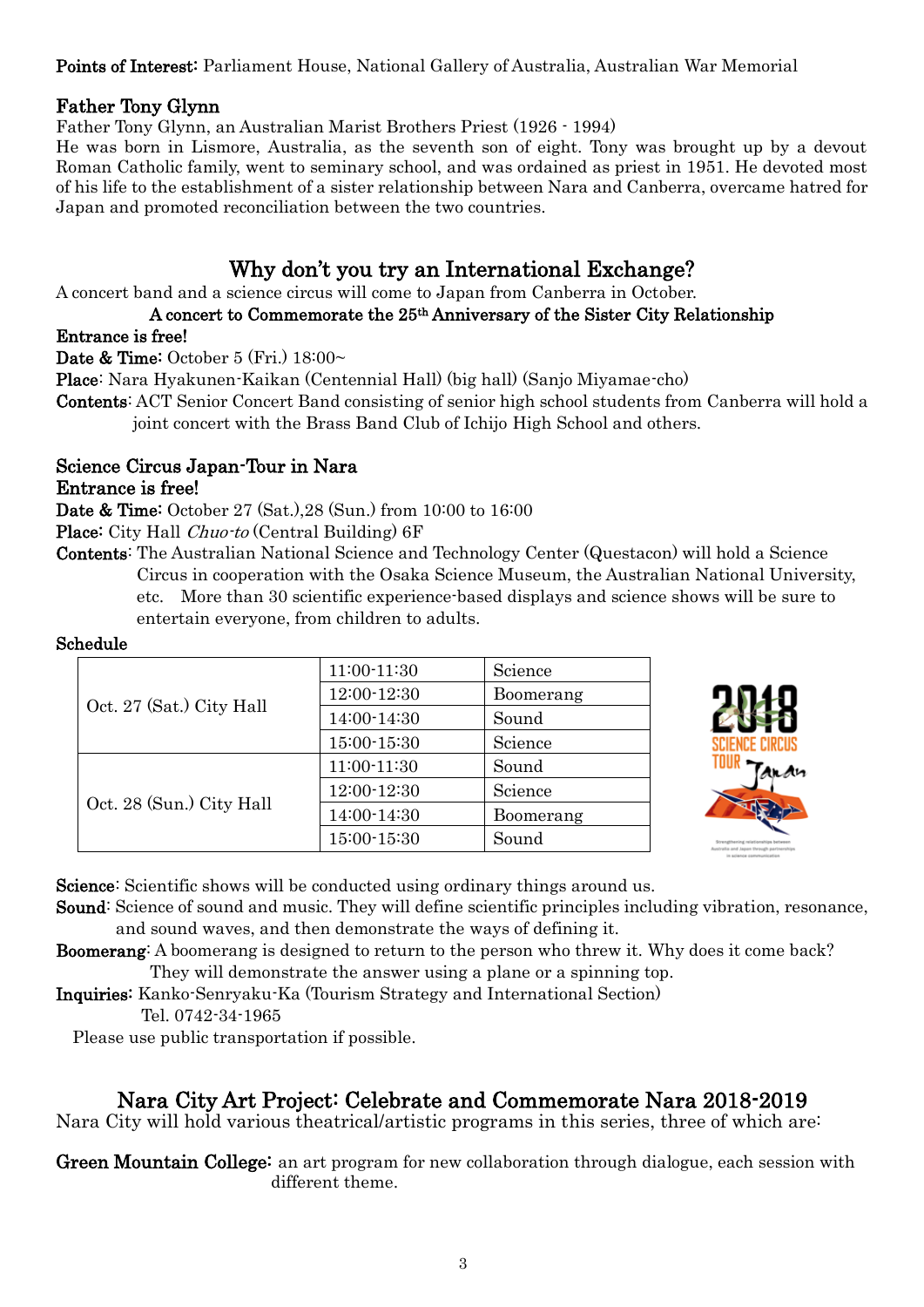**Points of Interest:** Parliament House, National Gallery of Australia, Australian War Memorial

### Father Tony Glynn

Father Tony Glynn, an Australian Marist Brothers Priest (1926 - 1994)

He was born in Lismore, Australia, as the seventh son of eight. Tony was brought up by a devout Roman Catholic family, went to seminary school, and was ordained as priest in 1951. He devoted most of his life to the establishment of a sister relationship between Nara and Canberra, overcame hatred for Japan and promoted reconciliation between the two countries.

## Why don't you try an International Exchange?

A concert band and a science circus will come to Japan from Canberra in October.

**A concert to Commemorate the 25th Anniversary of the Sister City Relationship**

**Entrance is free!**

**Date & Time:** October 5 (Fri.) 18:00~

**Place**: Nara Hyakunen-Kaikan (Centennial Hall) (big hall) (Sanjo Miyamae-cho)

**Contents**: ACT Senior Concert Band consisting of senior high school students from Canberra will hold a joint concert with the Brass Band Club of Ichijo High School and others.

### Science Circus Japan-Tour in Nara

**Entrance is free!**

**Date & Time:** October 27 (Sat.),28 (Sun.) from 10:00 to 16:00

**Place:** City Hall *Chuo-to* (Central Building) 6F

**Contents**: The Australian National Science and Technology Center (Questacon) will hold a Science Circus in cooperation with the Osaka Science Museum, the Australian National University, etc. More than 30 scientific experience-based displays and science shows will be sure to entertain everyone, from children to adults.

**Schedule**

| | | |
|---|---|---|
| Oct. 27 (Sat.) City Hall | 11:00-11:30 | Science |
| | 12:00-12:30 | Boomerang |
| | 14:00-14:30 | Sound |
| | 15:00-15:30 | Science |
| Oct. 28 (Sun.) City Hall | 11:00-11:30 | Sound |
| | 12:00-12:30 | Science |
| | 14:00-14:30 | Boomerang |
| | 15:00-15:30 | Sound |

**Science**: Scientific shows will be conducted using ordinary things around us.

**Sound**: Science of sound and music. They will define scientific principles including vibration, resonance, and sound waves, and then demonstrate the ways of defining it.

**Boomerang**: A boomerang is designed to return to the person who threw it. Why does it come back? They will demonstrate the answer using a plane or a spinning top.

**Inquiries**: Kanko-Senryaku-Ka (Tourism Strategy and International Section)
Tel. 0742-34-1965

Please use public transportation if possible.

## Nara City Art Project: Celebrate and Commemorate Nara 2018-2019

Nara City will hold various theatrical/artistic programs in this series, three of which are:

**Green Mountain College:** an art program for new collaboration through dialogue, each session with different theme.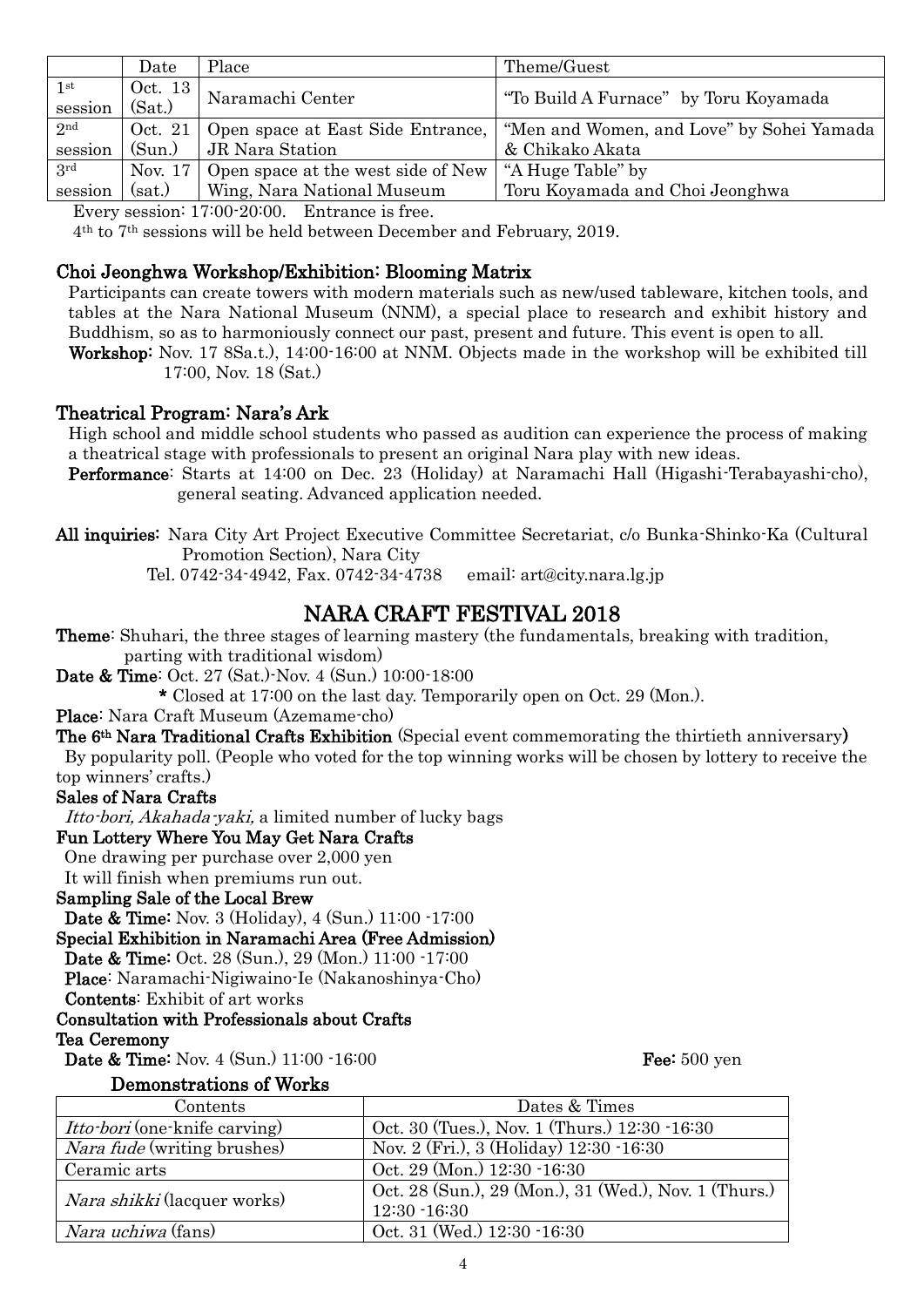| | Date | Place | Theme/Guest |
|---|---|---|---|
| 1st session | Oct. 13 (Sat.) | Naramachi Center | "To Build A Furnace" by Toru Koyamada |
| 2nd session | Oct. 21 (Sun.) | Open space at East Side Entrance, JR Nara Station | "Men and Women, and Love" by Sohei Yamada & Chikako Akata |
| 3rd session | Nov. 17 (sat.) | Open space at the west side of New Wing, Nara National Museum | "A Huge Table" by Toru Koyamada and Choi Jeonghwa |

Every session: 17:00-20:00. Entrance is free.

4th to 7th sessions will be held between December and February, 2019.

### Choi Jeonghwa Workshop/Exhibition: Blooming Matrix

Participants can create towers with modern materials such as new/used tableware, kitchen tools, and tables at the Nara National Museum (NNM), a special place to research and exhibit history and Buddhism, so as to harmoniously connect our past, present and future. This event is open to all.

**Workshop:** Nov. 17 8Sa.t.), 14:00-16:00 at NNM. Objects made in the workshop will be exhibited till 17:00, Nov. 18 (Sat.)

### Theatrical Program: Nara's Ark

High school and middle school students who passed as audition can experience the process of making a theatrical stage with professionals to present an original Nara play with new ideas.

**Performance**: Starts at 14:00 on Dec. 23 (Holiday) at Naramachi Hall (Higashi-Terabayashi-cho), general seating. Advanced application needed.

**All inquiries:** Nara City Art Project Executive Committee Secretariat, c/o Bunka-Shinko-Ka (Cultural Promotion Section), Nara City

Tel. 0742-34-4942, Fax. 0742-34-4738 email: art@city.nara.lg.jp

## NARA CRAFT FESTIVAL 2018

**Theme**: Shuhari, the three stages of learning mastery (the fundamentals, breaking with tradition, parting with traditional wisdom)

**Date & Time**: Oct. 27 (Sat.)-Nov. 4 (Sun.) 10:00-18:00

\* Closed at 17:00 on the last day. Temporarily open on Oct. 29 (Mon.).

**Place**: Nara Craft Museum (Azemame-cho)

**The 6th Nara Traditional Crafts Exhibition** (Special event commemorating the thirtieth anniversary)

By popularity poll. (People who voted for the top winning works will be chosen by lottery to receive the top winners' crafts.)

**Sales of Nara Crafts**

*Itto-bori, Akahada-yaki,* a limited number of lucky bags

**Fun Lottery Where You May Get Nara Crafts**

One drawing per purchase over 2,000 yen

It will finish when premiums run out.

**Sampling Sale of the Local Brew**

**Date & Time:** Nov. 3 (Holiday), 4 (Sun.) 11:00 -17:00

**Special Exhibition in Naramachi Area (Free Admission)**

**Date & Time:** Oct. 28 (Sun.), 29 (Mon.) 11:00 -17:00

**Place**: Naramachi-Nigiwaino-Ie (Nakanoshinya-Cho)

**Contents**: Exhibit of art works

**Consultation with Professionals about Crafts**

**Tea Ceremony**

**Date & Time:** Nov. 4 (Sun.) 11:00 -16:00 **Fee:** 500 yen

**Demonstrations of Works**

| Contents | Dates & Times |
|---|---|
| *Itto-bori* (one-knife carving) | Oct. 30 (Tues.), Nov. 1 (Thurs.) 12:30 -16:30 |
| *Nara fude* (writing brushes) | Nov. 2 (Fri.), 3 (Holiday) 12:30 -16:30 |
| Ceramic arts | Oct. 29 (Mon.) 12:30 -16:30 |
| *Nara shikki* (lacquer works) | Oct. 28 (Sun.), 29 (Mon.), 31 (Wed.), Nov. 1 (Thurs.) 12:30 -16:30 |
| *Nara uchiwa* (fans) | Oct. 31 (Wed.) 12:30 -16:30 |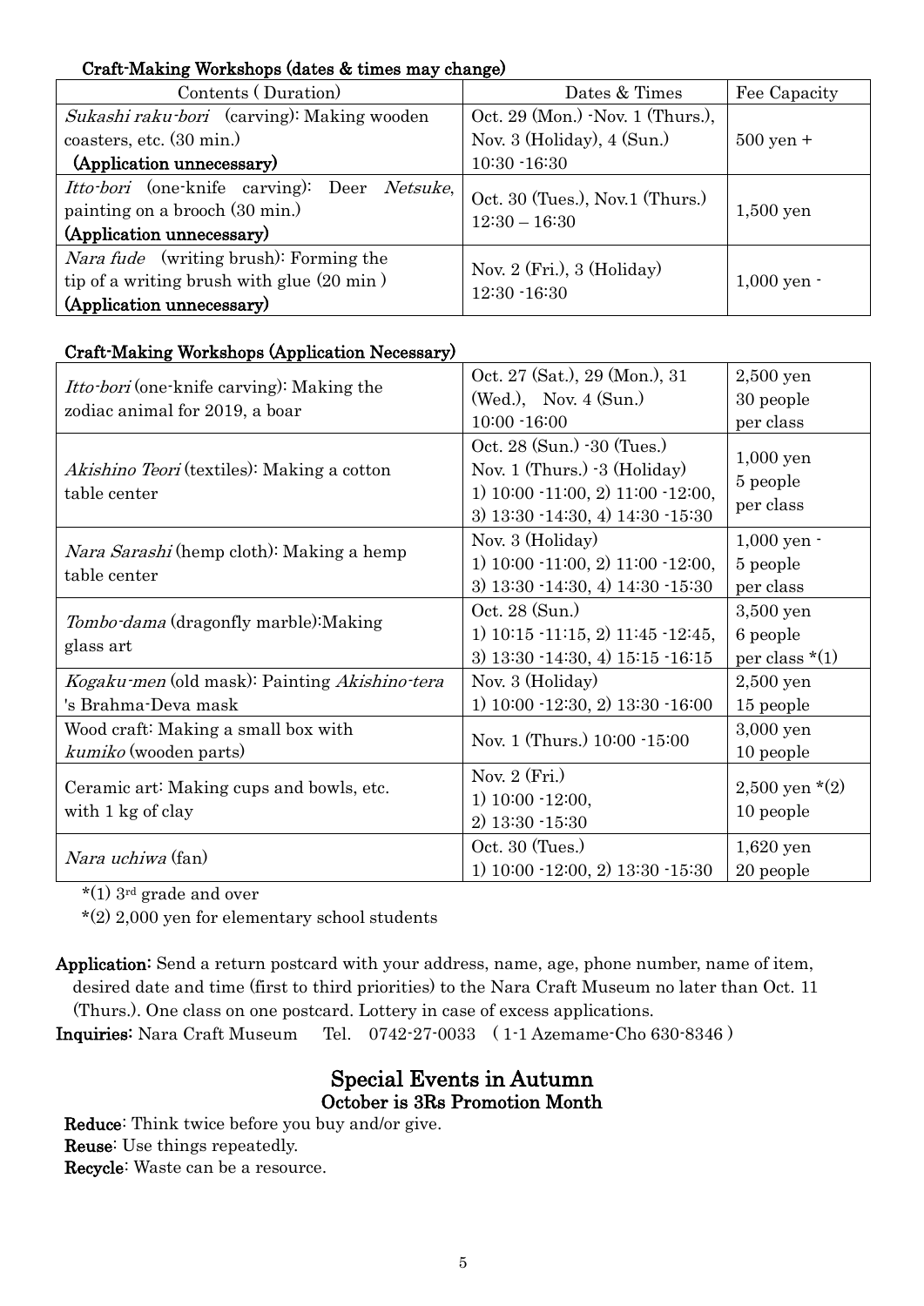### Craft-Making Workshops (dates & times may change)

| Contents ( Duration) | Dates & Times | Fee Capacity |
|---|---|---|
| *Sukashi raku-bori* (carving): Making wooden coasters, etc. (30 min.) **(Application unnecessary)** | Oct. 29 (Mon.) -Nov. 1 (Thurs.), Nov. 3 (Holiday), 4 (Sun.) 10:30 -16:30 | 500 yen + |
| *Itto-bori* (one-knife carving): Deer *Netsuke*, painting on a brooch (30 min.) **(Application unnecessary)** | Oct. 30 (Tues.), Nov.1 (Thurs.) 12:30 – 16:30 | 1,500 yen |
| *Nara fude* (writing brush): Forming the tip of a writing brush with glue (20 min ) **(Application unnecessary)** | Nov. 2 (Fri.), 3 (Holiday) 12:30 -16:30 | 1,000 yen - |

### Craft-Making Workshops (Application Necessary)

| | | |
|---|---|---|
| *Itto-bori* (one-knife carving): Making the zodiac animal for 2019, a boar | Oct. 27 (Sat.), 29 (Mon.), 31 (Wed.), Nov. 4 (Sun.) 10:00 -16:00 | 2,500 yen 30 people per class |
| *Akishino Teori* (textiles): Making a cotton table center | Oct. 28 (Sun.) -30 (Tues.) Nov. 1 (Thurs.) -3 (Holiday) 1) 10:00 -11:00, 2) 11:00 -12:00, 3) 13:30 -14:30, 4) 14:30 -15:30 | 1,000 yen 5 people per class |
| *Nara Sarashi* (hemp cloth): Making a hemp table center | Nov. 3 (Holiday) 1) 10:00 -11:00, 2) 11:00 -12:00, 3) 13:30 -14:30, 4) 14:30 -15:30 | 1,000 yen - 5 people per class |
| *Tombo-dama* (dragonfly marble):Making glass art | Oct. 28 (Sun.) 1) 10:15 -11:15, 2) 11:45 -12:45, 3) 13:30 -14:30, 4) 15:15 -16:15 | 3,500 yen 6 people per class *(1) |
| *Kogaku-men* (old mask): Painting *Akishino-tera* 's Brahma-Deva mask | Nov. 3 (Holiday) 1) 10:00 -12:30, 2) 13:30 -16:00 | 2,500 yen 15 people |
| Wood craft: Making a small box with *kumiko* (wooden parts) | Nov. 1 (Thurs.) 10:00 -15:00 | 3,000 yen 10 people |
| Ceramic art: Making cups and bowls, etc. with 1 kg of clay | Nov. 2 (Fri.) 1) 10:00 -12:00, 2) 13:30 -15:30 | 2,500 yen *(2) 10 people |
| *Nara uchiwa* (fan) | Oct. 30 (Tues.) 1) 10:00 -12:00, 2) 13:30 -15:30 | 1,620 yen 20 people |

*(1) 3rd grade and over

*(2) 2,000 yen for elementary school students

**Application:** Send a return postcard with your address, name, age, phone number, name of item, desired date and time (first to third priorities) to the Nara Craft Museum no later than Oct. 11 (Thurs.). One class on one postcard. Lottery in case of excess applications.

**Inquiries:** Nara Craft Museum Tel. 0742-27-0033 ( 1-1 Azemame-Cho 630-8346 )

## Special Events in Autumn

### October is 3Rs Promotion Month

**Reduce**: Think twice before you buy and/or give.

**Reuse**: Use things repeatedly.

**Recycle**: Waste can be a resource.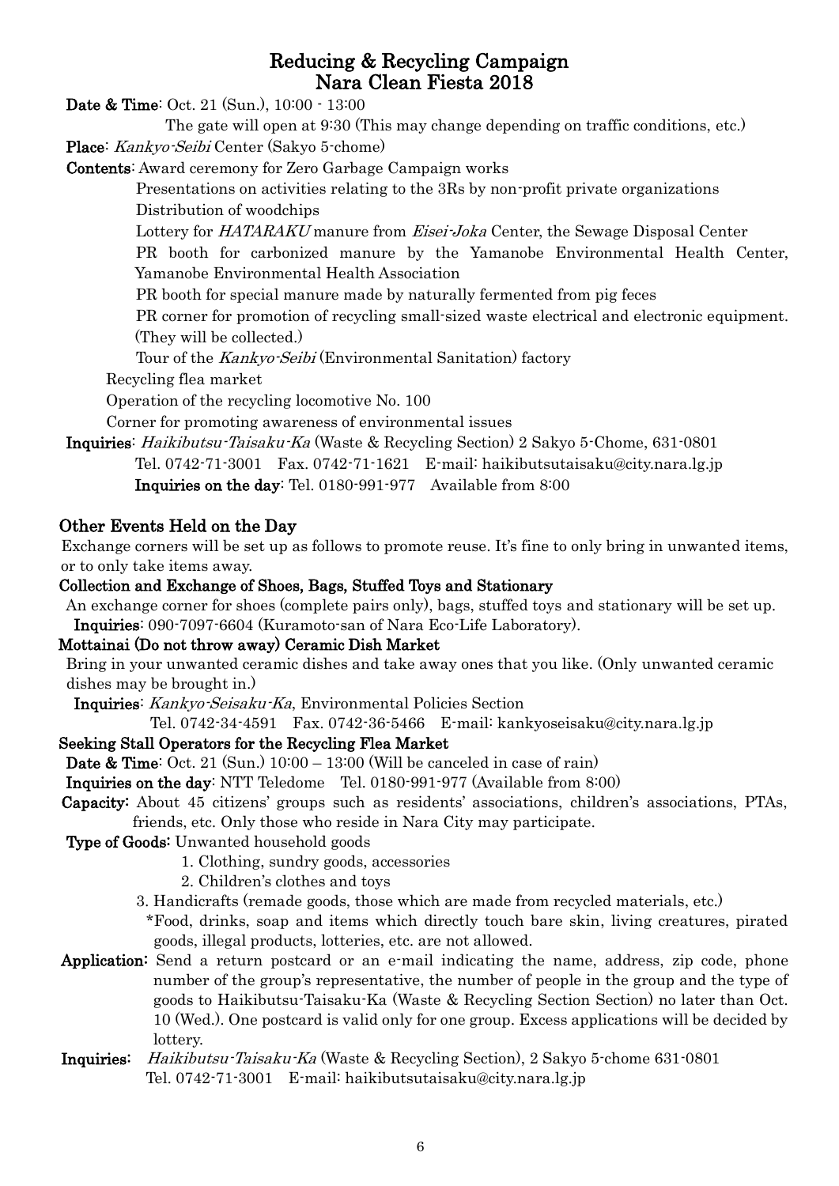# Reducing & Recycling Campaign
# Nara Clean Fiesta 2018

**Date & Time**: Oct. 21 (Sun.), 10:00 - 13:00

The gate will open at 9:30 (This may change depending on traffic conditions, etc.)

**Place**: *Kankyo-Seibi* Center (Sakyo 5-chome)

**Contents**: Award ceremony for Zero Garbage Campaign works

Presentations on activities relating to the 3Rs by non-profit private organizations

Distribution of woodchips

Lottery for *HATARAKU* manure from *Eisei-Joka* Center, the Sewage Disposal Center

PR booth for carbonized manure by the Yamanobe Environmental Health Center, Yamanobe Environmental Health Association

PR booth for special manure made by naturally fermented from pig feces

PR corner for promotion of recycling small-sized waste electrical and electronic equipment. (They will be collected.)

Tour of the *Kankyo-Seibi* (Environmental Sanitation) factory

Recycling flea market

Operation of the recycling locomotive No. 100

Corner for promoting awareness of environmental issues

**Inquiries**: *Haikibutsu-Taisaku-Ka* (Waste & Recycling Section) 2 Sakyo 5-Chome, 631-0801

Tel. 0742-71-3001 Fax. 0742-71-1621 E-mail: haikibutsutaisaku@city.nara.lg.jp

**Inquiries on the day**: Tel. 0180-991-977 Available from 8:00

## Other Events Held on the Day

Exchange corners will be set up as follows to promote reuse. It's fine to only bring in unwanted items, or to only take items away.

### Collection and Exchange of Shoes, Bags, Stuffed Toys and Stationary

An exchange corner for shoes (complete pairs only), bags, stuffed toys and stationary will be set up.

**Inquiries**: 090-7097-6604 (Kuramoto-san of Nara Eco-Life Laboratory).

### Mottainai (Do not throw away) Ceramic Dish Market

Bring in your unwanted ceramic dishes and take away ones that you like. (Only unwanted ceramic dishes may be brought in.)

**Inquiries**: *Kankyo-Seisaku-Ka*, Environmental Policies Section

Tel. 0742-34-4591 Fax. 0742-36-5466 E-mail: kankyoseisaku@city.nara.lg.jp

### Seeking Stall Operators for the Recycling Flea Market

**Date & Time**: Oct. 21 (Sun.) 10:00 – 13:00 (Will be canceled in case of rain)

**Inquiries on the day**: NTT Teledome Tel. 0180-991-977 (Available from 8:00)

**Capacity**: About 45 citizens' groups such as residents' associations, children's associations, PTAs, friends, etc. Only those who reside in Nara City may participate.

**Type of Goods**: Unwanted household goods

1. Clothing, sundry goods, accessories
2. Children's clothes and toys
3. Handicrafts (remade goods, those which are made from recycled materials, etc.)

*Food, drinks, soap and items which directly touch bare skin, living creatures, pirated goods, illegal products, lotteries, etc. are not allowed.

**Application**: Send a return postcard or an e-mail indicating the name, address, zip code, phone number of the group's representative, the number of people in the group and the type of goods to Haikibutsu-Taisaku-Ka (Waste & Recycling Section Section) no later than Oct. 10 (Wed.). One postcard is valid only for one group. Excess applications will be decided by lottery.

**Inquiries**: *Haikibutsu-Taisaku-Ka* (Waste & Recycling Section), 2 Sakyo 5-chome 631-0801

Tel. 0742-71-3001 E-mail: haikibutsutaisaku@city.nara.lg.jp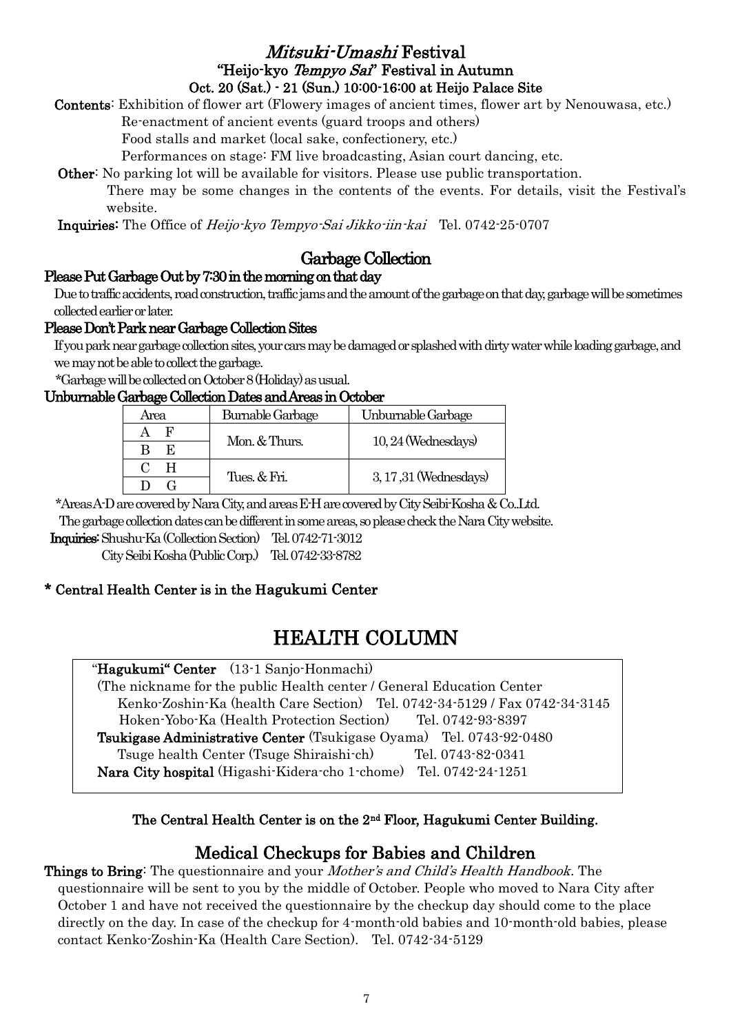## *Mitsuki-Umashi* Festival

### "Heijo-kyo *Tempyo Sai*" Festival in Autumn

### Oct. 20 (Sat.) - 21 (Sun.) 10:00-16:00 at Heijo Palace Site

**Contents**: Exhibition of flower art (Flowery images of ancient times, flower art by Nenouwasa, etc.)
Re-enactment of ancient events (guard troops and others)
Food stalls and market (local sake, confectionery, etc.)
Performances on stage: FM live broadcasting, Asian court dancing, etc.

**Other**: No parking lot will be available for visitors. Please use public transportation.
There may be some changes in the contents of the events. For details, visit the Festival's website.

**Inquiries**: The Office of *Heijo-kyo Tempyo-Sai Jikko-iin-kai* Tel. 0742-25-0707

## Garbage Collection

### Please Put Garbage Out by 7:30 in the morning on that day

Due to traffic accidents, road construction, traffic jams and the amount of the garbage on that day, garbage will be sometimes collected earlier or later.

### Please Don't Park near Garbage Collection Sites

If you park near garbage collection sites, your cars may be damaged or splashed with dirty water while loading garbage, and we may not be able to collect the garbage.

*Garbage will be collected on October 8 (Holiday) as usual.

### Unburnable Garbage Collection Dates and Areas in October

| Area | Burnable Garbage | Unburnable Garbage |
|---|---|---|
| A F | Mon. & Thurs. | 10, 24 (Wednesdays) |
| B E | | |
| C H | Tues. & Fri. | 3, 17 ,31 (Wednesdays) |
| D G | | |

*Areas A-D are covered by Nara City, and areas E-H are covered by City Seibi-Kosha & Co.,Ltd.
The garbage collection dates can be different in some areas, so please check the Nara City website.

**Inquiries**: Shushu-Ka (Collection Section) Tel. 0742-71-3012
City Seibi Kosha (Public Corp.) Tel. 0742-33-8782

**\* Central Health Center is in the Hagukumi Center**

# HEALTH COLUMN

"**Hagukumi" Center** (13-1 Sanjo-Honmachi)
(The nickname for the public Health center / General Education Center
Kenko-Zoshin-Ka (health Care Section) Tel. 0742-34-5129 / Fax 0742-34-3145
Hoken-Yobo-Ka (Health Protection Section) Tel. 0742-93-8397
**Tsukigase Administrative Center** (Tsukigase Oyama) Tel. 0743-92-0480
Tsuge health Center (Tsuge Shiraishi-ch) Tel. 0743-82-0341
**Nara City hospital** (Higashi-Kidera-cho 1-chome) Tel. 0742-24-1251

**The Central Health Center is on the 2nd Floor, Hagukumi Center Building.**

## Medical Checkups for Babies and Children

**Things to Bring**: The questionnaire and your *Mother's and Child's Health Handbook*. The questionnaire will be sent to you by the middle of October. People who moved to Nara City after October 1 and have not received the questionnaire by the checkup day should come to the place directly on the day. In case of the checkup for 4-month-old babies and 10-month-old babies, please contact Kenko-Zoshin-Ka (Health Care Section). Tel. 0742-34-5129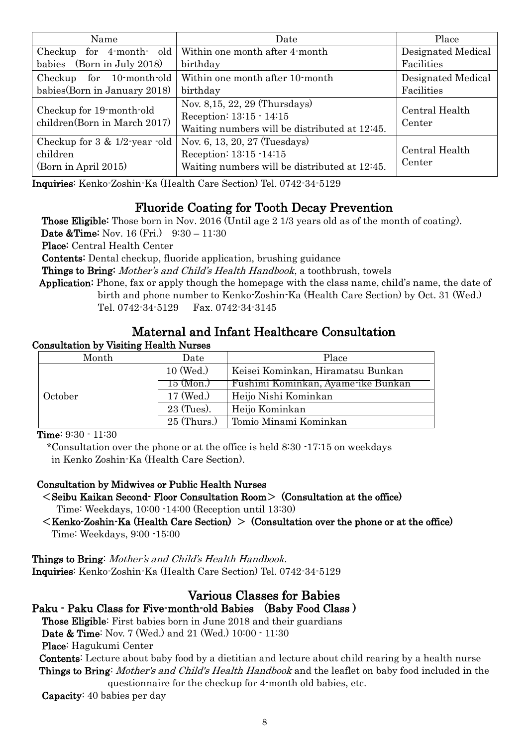| Name | Date | Place |
| --- | --- | --- |
| Checkup for 4-month- old babies (Born in July 2018) | Within one month after 4-month birthday | Designated Medical Facilities |
| Checkup for 10-month-old babies(Born in January 2018) | Within one month after 10-month birthday | Designated Medical Facilities |
| Checkup for 19-month-old children(Born in March 2017) | Nov. 8,15, 22, 29 (Thursdays)<br>Reception: 13:15 - 14:15<br>Waiting numbers will be distributed at 12:45. | Central Health Center |
| Checkup for 3 & 1/2-year -old children (Born in April 2015) | Nov. 6, 13, 20, 27 (Tuesdays)<br>Reception: 13:15 -14:15<br>Waiting numbers will be distributed at 12:45. | Central Health Center |

**Inquiries**: Kenko-Zoshin-Ka (Health Care Section) Tel. 0742-34-5129

## Fluoride Coating for Tooth Decay Prevention

**Those Eligible:** Those born in Nov. 2016 (Until age 2 1/3 years old as of the month of coating).
**Date &Time:** Nov. 16 (Fri.) 9:30 – 11:30
**Place:** Central Health Center
**Contents:** Dental checkup, fluoride application, brushing guidance
**Things to Bring:** *Mother's and Child's Health Handbook*, a toothbrush, towels
**Application:** Phone, fax or apply though the homepage with the class name, child's name, the date of birth and phone number to Kenko-Zoshin-Ka (Health Care Section) by Oct. 31 (Wed.)
Tel. 0742-34-5129 Fax. 0742-34-3145

## Maternal and Infant Healthcare Consultation

### Consultation by Visiting Health Nurses

| Month | Date | Place |
| --- | --- | --- |
| October | 10 (Wed.) | Keisei Kominkan, Hiramatsu Bunkan |
| | 15 (Mon.) | Fushimi Kominkan, Ayame-ike Bunkan |
| | 17 (Wed.) | Heijo Nishi Kominkan |
| | 23 (Tues). | Heijo Kominkan |
| | 25 (Thurs.) | Tomio Minami Kominkan |

**Time**: 9:30 - 11:30
*Consultation over the phone or at the office is held 8:30 -17:15 on weekdays in Kenko Zoshin-Ka (Health Care Section).

### Consultation by Midwives or Public Health Nurses

**＜Seibu Kaikan Second- Floor Consultation Room＞ (Consultation at the office)**
Time: Weekdays, 10:00 -14:00 (Reception until 13:30)

**＜Kenko-Zoshin-Ka (Health Care Section) ＞ (Consultation over the phone or at the office)**
Time: Weekdays, 9:00 -15:00

**Things to Bring**: *Mother's and Child's Health Handbook*.
**Inquiries**: Kenko-Zoshin-Ka (Health Care Section) Tel. 0742-34-5129

## Various Classes for Babies

### Paku - Paku Class for Five-month-old Babies (Baby Food Class )

**Those Eligible**: First babies born in June 2018 and their guardians
**Date & Time**: Nov. 7 (Wed.) and 21 (Wed.) 10:00 - 11:30
**Place**: Hagukumi Center
**Contents**: Lecture about baby food by a dietitian and lecture about child rearing by a health nurse
**Things to Bring**: *Mother's and Child's Health Handbook* and the leaflet on baby food included in the questionnaire for the checkup for 4-month old babies, etc.
**Capacity**: 40 babies per day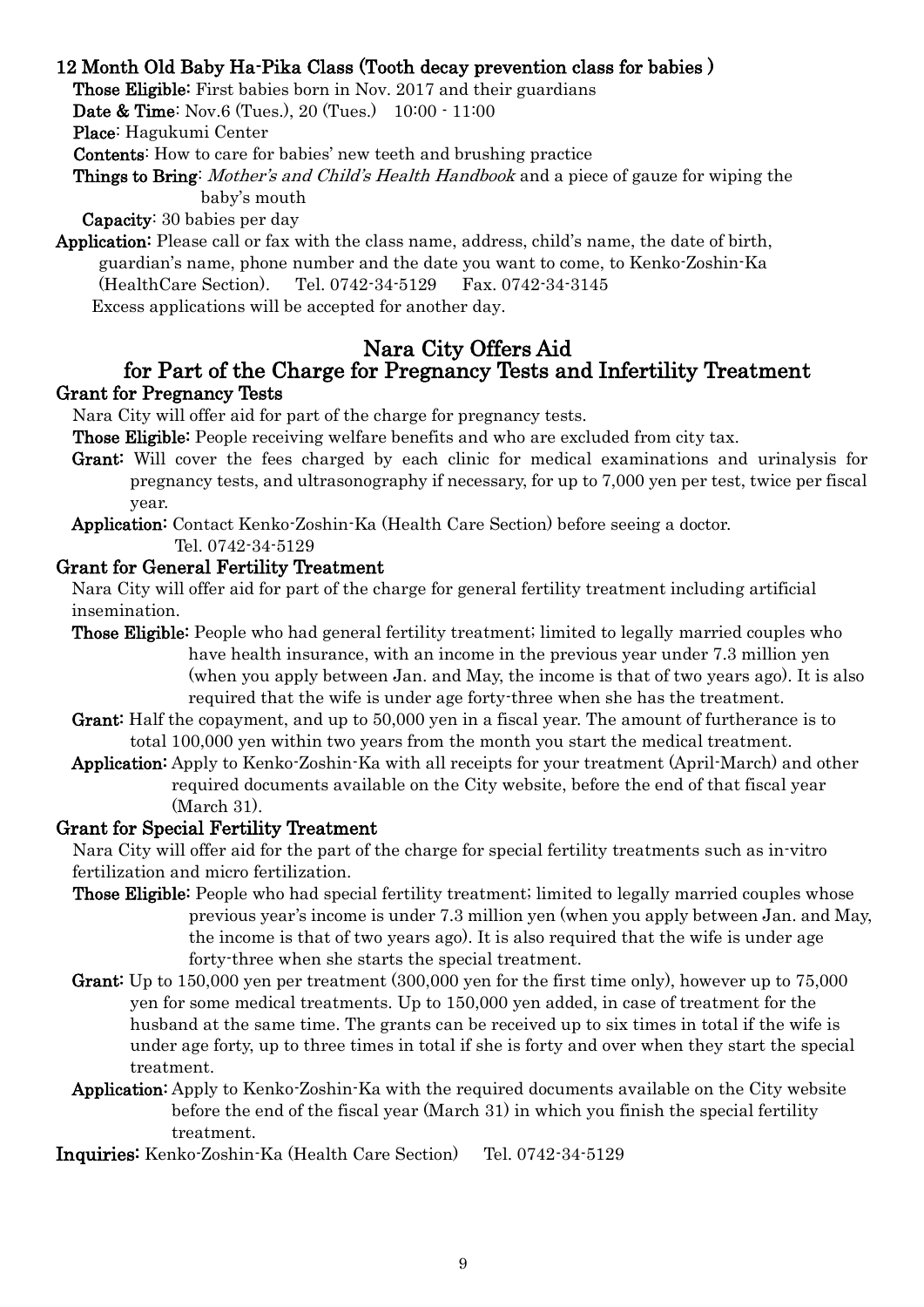### 12 Month Old Baby Ha-Pika Class (Tooth decay prevention class for babies )

**Those Eligible:** First babies born in Nov. 2017 and their guardians
**Date & Time**: Nov.6 (Tues.), 20 (Tues.) 10:00 - 11:00
**Place**: Hagukumi Center
**Contents**: How to care for babies' new teeth and brushing practice
**Things to Bring**: *Mother's and Child's Health Handbook* and a piece of gauze for wiping the baby's mouth
**Capacity**: 30 babies per day

**Application:** Please call or fax with the class name, address, child's name, the date of birth, guardian's name, phone number and the date you want to come, to Kenko-Zoshin-Ka (HealthCare Section). Tel. 0742-34-5129 Fax. 0742-34-3145
Excess applications will be accepted for another day.

## Nara City Offers Aid for Part of the Charge for Pregnancy Tests and Infertility Treatment

### Grant for Pregnancy Tests

Nara City will offer aid for part of the charge for pregnancy tests.

**Those Eligible:** People receiving welfare benefits and who are excluded from city tax.

**Grant:** Will cover the fees charged by each clinic for medical examinations and urinalysis for pregnancy tests, and ultrasonography if necessary, for up to 7,000 yen per test, twice per fiscal year.

**Application:** Contact Kenko-Zoshin-Ka (Health Care Section) before seeing a doctor.
Tel. 0742-34-5129

### Grant for General Fertility Treatment

Nara City will offer aid for part of the charge for general fertility treatment including artificial insemination.

**Those Eligible:** People who had general fertility treatment; limited to legally married couples who have health insurance, with an income in the previous year under 7.3 million yen (when you apply between Jan. and May, the income is that of two years ago). It is also required that the wife is under age forty-three when she has the treatment.

**Grant:** Half the copayment, and up to 50,000 yen in a fiscal year. The amount of furtherance is to total 100,000 yen within two years from the month you start the medical treatment.

**Application:** Apply to Kenko-Zoshin-Ka with all receipts for your treatment (April-March) and other required documents available on the City website, before the end of that fiscal year (March 31).

### Grant for Special Fertility Treatment

Nara City will offer aid for the part of the charge for special fertility treatments such as in-vitro fertilization and micro fertilization.

**Those Eligible:** People who had special fertility treatment; limited to legally married couples whose previous year's income is under 7.3 million yen (when you apply between Jan. and May, the income is that of two years ago). It is also required that the wife is under age forty-three when she starts the special treatment.

**Grant:** Up to 150,000 yen per treatment (300,000 yen for the first time only), however up to 75,000 yen for some medical treatments. Up to 150,000 yen added, in case of treatment for the husband at the same time. The grants can be received up to six times in total if the wife is under age forty, up to three times in total if she is forty and over when they start the special treatment.

**Application:** Apply to Kenko-Zoshin-Ka with the required documents available on the City website before the end of the fiscal year (March 31) in which you finish the special fertility treatment.

**Inquiries:** Kenko-Zoshin-Ka (Health Care Section) Tel. 0742-34-5129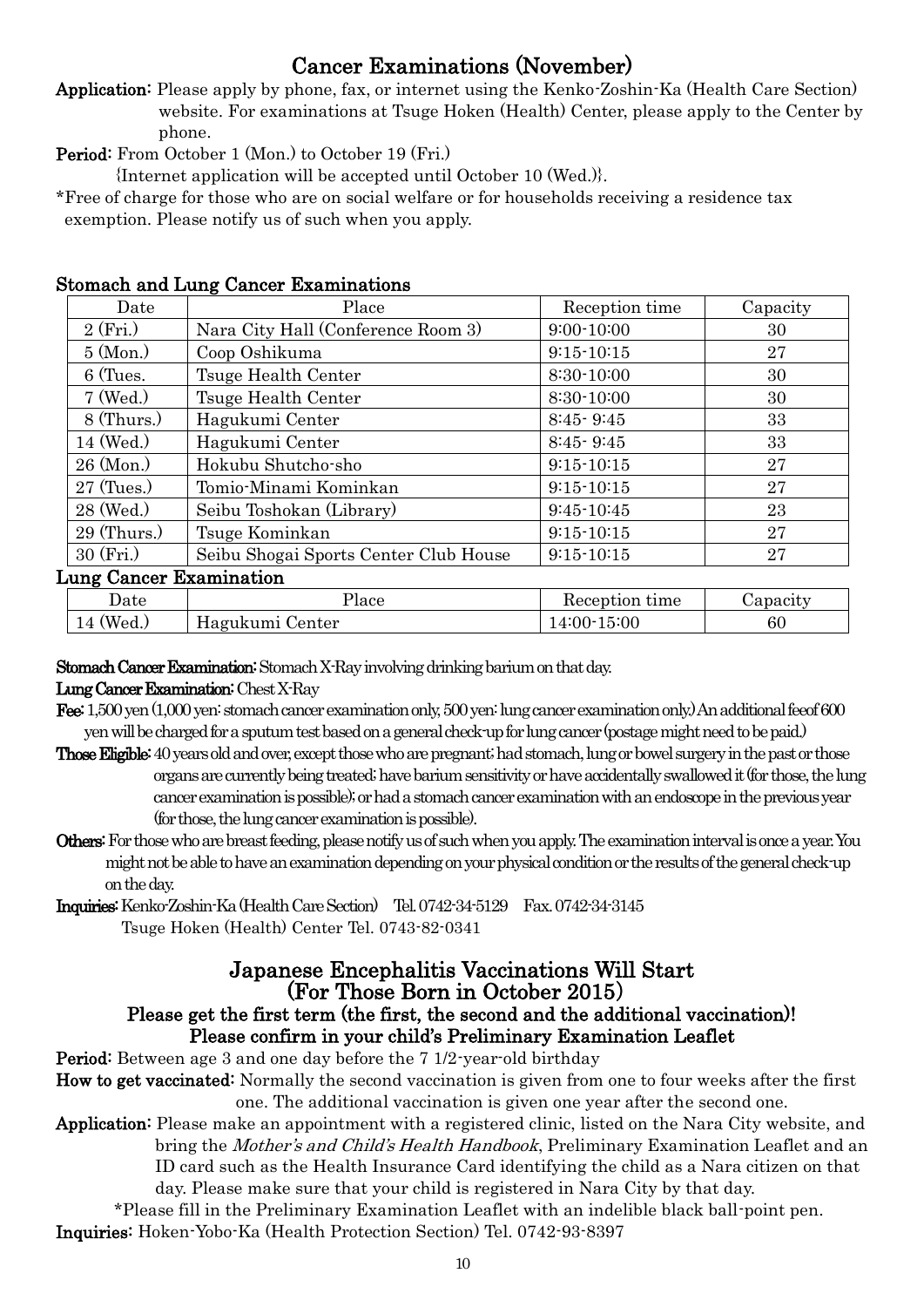# Cancer Examinations (November)

**Application:** Please apply by phone, fax, or internet using the Kenko-Zoshin-Ka (Health Care Section) website. For examinations at Tsuge Hoken (Health) Center, please apply to the Center by phone.

**Period:** From October 1 (Mon.) to October 19 (Fri.)
{Internet application will be accepted until October 10 (Wed.)}.

*Free of charge for those who are on social welfare or for households receiving a residence tax exemption. Please notify us of such when you apply.

### Stomach and Lung Cancer Examinations

| Date | Place | Reception time | Capacity |
|---|---|---|---|
| 2 (Fri.) | Nara City Hall (Conference Room 3) | 9:00-10:00 | 30 |
| 5 (Mon.) | Coop Oshikuma | 9:15-10:15 | 27 |
| 6 (Tues. | Tsuge Health Center | 8:30-10:00 | 30 |
| 7 (Wed.) | Tsuge Health Center | 8:30-10:00 | 30 |
| 8 (Thurs.) | Hagukumi Center | 8:45- 9:45 | 33 |
| 14 (Wed.) | Hagukumi Center | 8:45- 9:45 | 33 |
| 26 (Mon.) | Hokubu Shutcho-sho | 9:15-10:15 | 27 |
| 27 (Tues.) | Tomio-Minami Kominkan | 9:15-10:15 | 27 |
| 28 (Wed.) | Seibu Toshokan (Library) | 9:45-10:45 | 23 |
| 29 (Thurs.) | Tsuge Kominkan | 9:15-10:15 | 27 |
| 30 (Fri.) | Seibu Shogai Sports Center Club House | 9:15-10:15 | 27 |

### Lung Cancer Examination

| Date | Place | Reception time | Capacity |
|---|---|---|---|
| 14 (Wed.) | Hagukumi Center | 14:00-15:00 | 60 |

**Stomach Cancer Examination:** Stomach X-Ray involving drinking barium on that day.

**Lung Cancer Examination:** Chest X-Ray

**Fee:** 1,500 yen (1,000 yen: stomach cancer examination only, 500 yen: lung cancer examination only.) An additional fee of 600 yen will be charged for a sputum test based on a general check-up for lung cancer (postage might need to be paid.)

**Those Eligible:** 40 years old and over, except those who are pregnant; had stomach, lung or bowel surgery in the past or those organs are currently being treated; have barium sensitivity or have accidentally swallowed it (for those, the lung cancer examination is possible); or had a stomach cancer examination with an endoscope in the previous year (for those, the lung cancer examination is possible).

**Others:** For those who are breast feeding, please notify us of such when you apply. The examination interval is once a year. You might not be able to have an examination depending on your physical condition or the results of the general check-up on the day.

**Inquiries:** Kenko-Zoshin-Ka (Health Care Section) Tel. 0742-34-5129 Fax. 0742-34-3145
Tsuge Hoken (Health) Center Tel. 0743-82-0341

# Japanese Encephalitis Vaccinations Will Start (For Those Born in October 2015)

### Please get the first term (the first, the second and the additional vaccination)! Please confirm in your child's Preliminary Examination Leaflet

**Period:** Between age 3 and one day before the 7 1/2-year-old birthday

**How to get vaccinated:** Normally the second vaccination is given from one to four weeks after the first one. The additional vaccination is given one year after the second one.

**Application:** Please make an appointment with a registered clinic, listed on the Nara City website, and bring the *Mother's and Child's Health Handbook*, Preliminary Examination Leaflet and an ID card such as the Health Insurance Card identifying the child as a Nara citizen on that day. Please make sure that your child is registered in Nara City by that day.

*Please fill in the Preliminary Examination Leaflet with an indelible black ball-point pen.

**Inquiries:** Hoken-Yobo-Ka (Health Protection Section) Tel. 0742-93-8397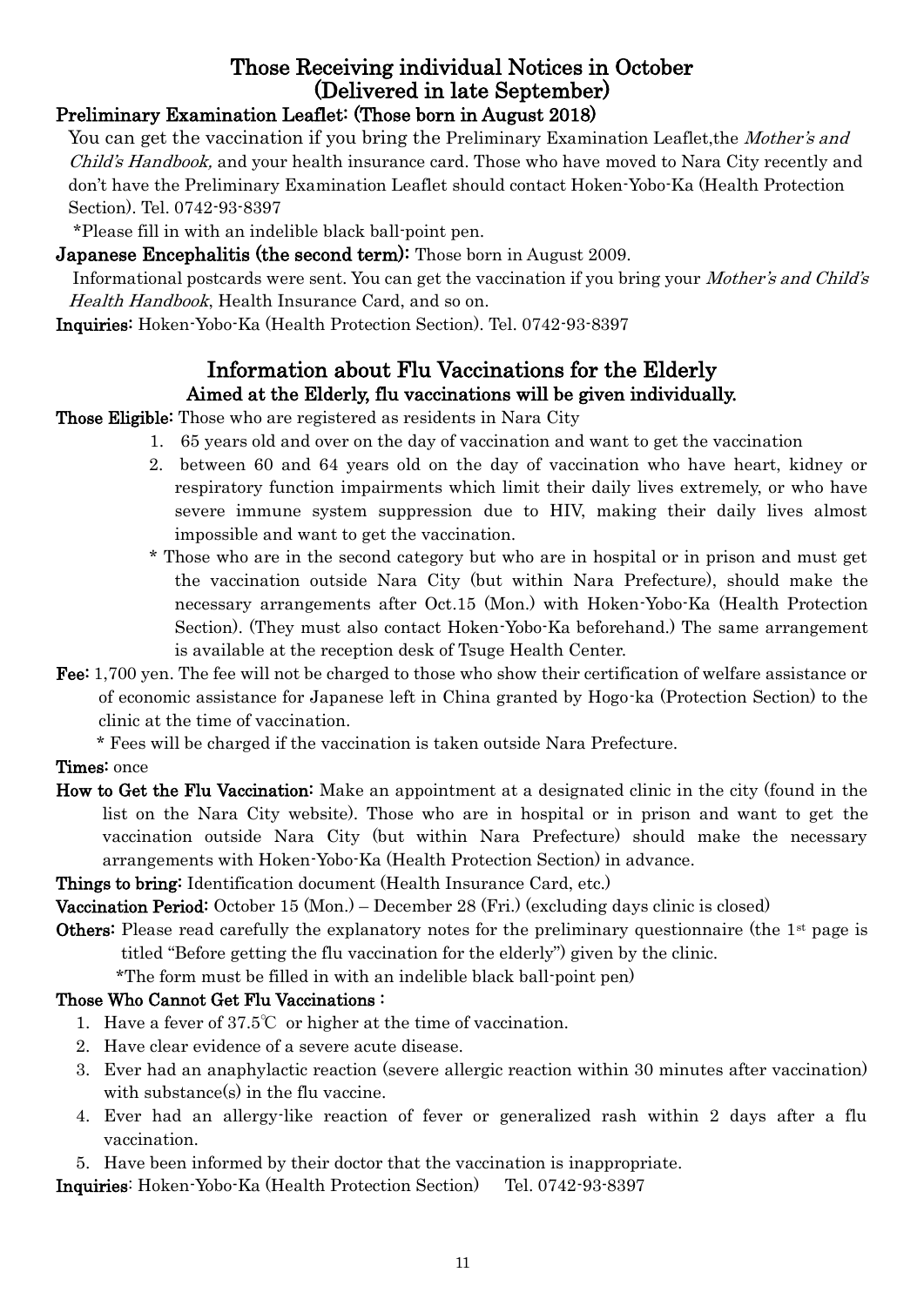## Those Receiving individual Notices in October (Delivered in late September)

**Preliminary Examination Leaflet: (Those born in August 2018)**

You can get the vaccination if you bring the Preliminary Examination Leaflet,the *Mother's and Child's Handbook,* and your health insurance card. Those who have moved to Nara City recently and don't have the Preliminary Examination Leaflet should contact Hoken-Yobo-Ka (Health Protection Section). Tel. 0742-93-8397

*Please fill in with an indelible black ball-point pen.

**Japanese Encephalitis (the second term):** Those born in August 2009.

Informational postcards were sent. You can get the vaccination if you bring your *Mother's and Child's Health Handbook*, Health Insurance Card, and so on.

**Inquiries:** Hoken-Yobo-Ka (Health Protection Section). Tel. 0742-93-8397

## Information about Flu Vaccinations for the Elderly

### Aimed at the Elderly, flu vaccinations will be given individually.

**Those Eligible:** Those who are registered as residents in Nara City

1. 65 years old and over on the day of vaccination and want to get the vaccination
2. between 60 and 64 years old on the day of vaccination who have heart, kidney or respiratory function impairments which limit their daily lives extremely, or who have severe immune system suppression due to HIV, making their daily lives almost impossible and want to get the vaccination.

\* Those who are in the second category but who are in hospital or in prison and must get the vaccination outside Nara City (but within Nara Prefecture), should make the necessary arrangements after Oct.15 (Mon.) with Hoken-Yobo-Ka (Health Protection Section). (They must also contact Hoken-Yobo-Ka beforehand.) The same arrangement is available at the reception desk of Tsuge Health Center.

**Fee:** 1,700 yen. The fee will not be charged to those who show their certification of welfare assistance or of economic assistance for Japanese left in China granted by Hogo-ka (Protection Section) to the clinic at the time of vaccination.

\* Fees will be charged if the vaccination is taken outside Nara Prefecture.

**Times:** once

**How to Get the Flu Vaccination:** Make an appointment at a designated clinic in the city (found in the list on the Nara City website). Those who are in hospital or in prison and want to get the vaccination outside Nara City (but within Nara Prefecture) should make the necessary arrangements with Hoken-Yobo-Ka (Health Protection Section) in advance.

**Things to bring:** Identification document (Health Insurance Card, etc.)

**Vaccination Period:** October 15 (Mon.) – December 28 (Fri.) (excluding days clinic is closed)

**Others:** Please read carefully the explanatory notes for the preliminary questionnaire (the 1st page is titled "Before getting the flu vaccination for the elderly") given by the clinic.

*The form must be filled in with an indelible black ball-point pen)

**Those Who Cannot Get Flu Vaccinations :**

1. Have a fever of 37.5℃ or higher at the time of vaccination.
2. Have clear evidence of a severe acute disease.
3. Ever had an anaphylactic reaction (severe allergic reaction within 30 minutes after vaccination) with substance(s) in the flu vaccine.
4. Ever had an allergy-like reaction of fever or generalized rash within 2 days after a flu vaccination.
5. Have been informed by their doctor that the vaccination is inappropriate.

**Inquiries**: Hoken-Yobo-Ka (Health Protection Section) Tel. 0742-93-8397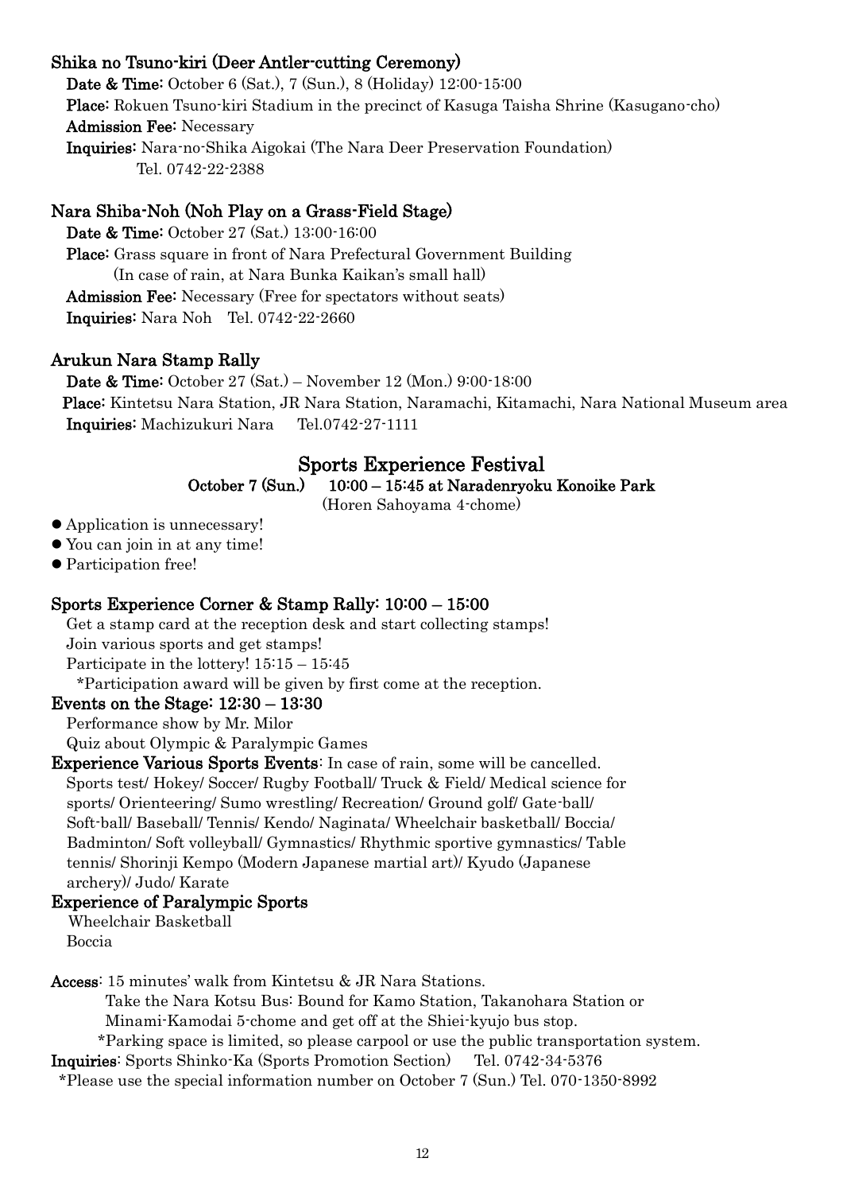### Shika no Tsuno-kiri (Deer Antler-cutting Ceremony)

**Date & Time:** October 6 (Sat.), 7 (Sun.), 8 (Holiday) 12:00-15:00
**Place:** Rokuen Tsuno-kiri Stadium in the precinct of Kasuga Taisha Shrine (Kasugano-cho)
**Admission Fee:** Necessary
**Inquiries:** Nara-no-Shika Aigokai (The Nara Deer Preservation Foundation)
Tel. 0742-22-2388

### Nara Shiba-Noh (Noh Play on a Grass-Field Stage)

**Date & Time:** October 27 (Sat.) 13:00-16:00
**Place:** Grass square in front of Nara Prefectural Government Building
(In case of rain, at Nara Bunka Kaikan's small hall)
**Admission Fee:** Necessary (Free for spectators without seats)
**Inquiries:** Nara Noh Tel. 0742-22-2660

### Arukun Nara Stamp Rally

**Date & Time:** October 27 (Sat.) – November 12 (Mon.) 9:00-18:00
**Place:** Kintetsu Nara Station, JR Nara Station, Naramachi, Kitamachi, Nara National Museum area
**Inquiries:** Machizukuri Nara Tel.0742-27-1111

## Sports Experience Festival

**October 7 (Sun.) 10:00 – 15:45 at Naradenryoku Konoike Park**
(Horen Sahoyama 4-chome)

- Application is unnecessary!
- You can join in at any time!
- Participation free!

### Sports Experience Corner & Stamp Rally: 10:00 – 15:00

Get a stamp card at the reception desk and start collecting stamps!
Join various sports and get stamps!
Participate in the lottery! 15:15 – 15:45
*Participation award will be given by first come at the reception.

### Events on the Stage: 12:30 – 13:30

Performance show by Mr. Milor
Quiz about Olympic & Paralympic Games

**Experience Various Sports Events**: In case of rain, some will be cancelled.
Sports test/ Hokey/ Soccer/ Rugby Football/ Truck & Field/ Medical science for sports/ Orienteering/ Sumo wrestling/ Recreation/ Ground golf/ Gate-ball/ Soft-ball/ Baseball/ Tennis/ Kendo/ Naginata/ Wheelchair basketball/ Boccia/ Badminton/ Soft volleyball/ Gymnastics/ Rhythmic sportive gymnastics/ Table tennis/ Shorinji Kempo (Modern Japanese martial art)/ Kyudo (Japanese archery)/ Judo/ Karate

### Experience of Paralympic Sports

Wheelchair Basketball
Boccia

**Access**: 15 minutes' walk from Kintetsu & JR Nara Stations.
Take the Nara Kotsu Bus: Bound for Kamo Station, Takanohara Station or Minami-Kamodai 5-chome and get off at the Shiei-kyujo bus stop.
*Parking space is limited, so please carpool or use the public transportation system.
**Inquiries**: Sports Shinko-Ka (Sports Promotion Section) Tel. 0742-34-5376
*Please use the special information number on October 7 (Sun.) Tel. 070-1350-8992